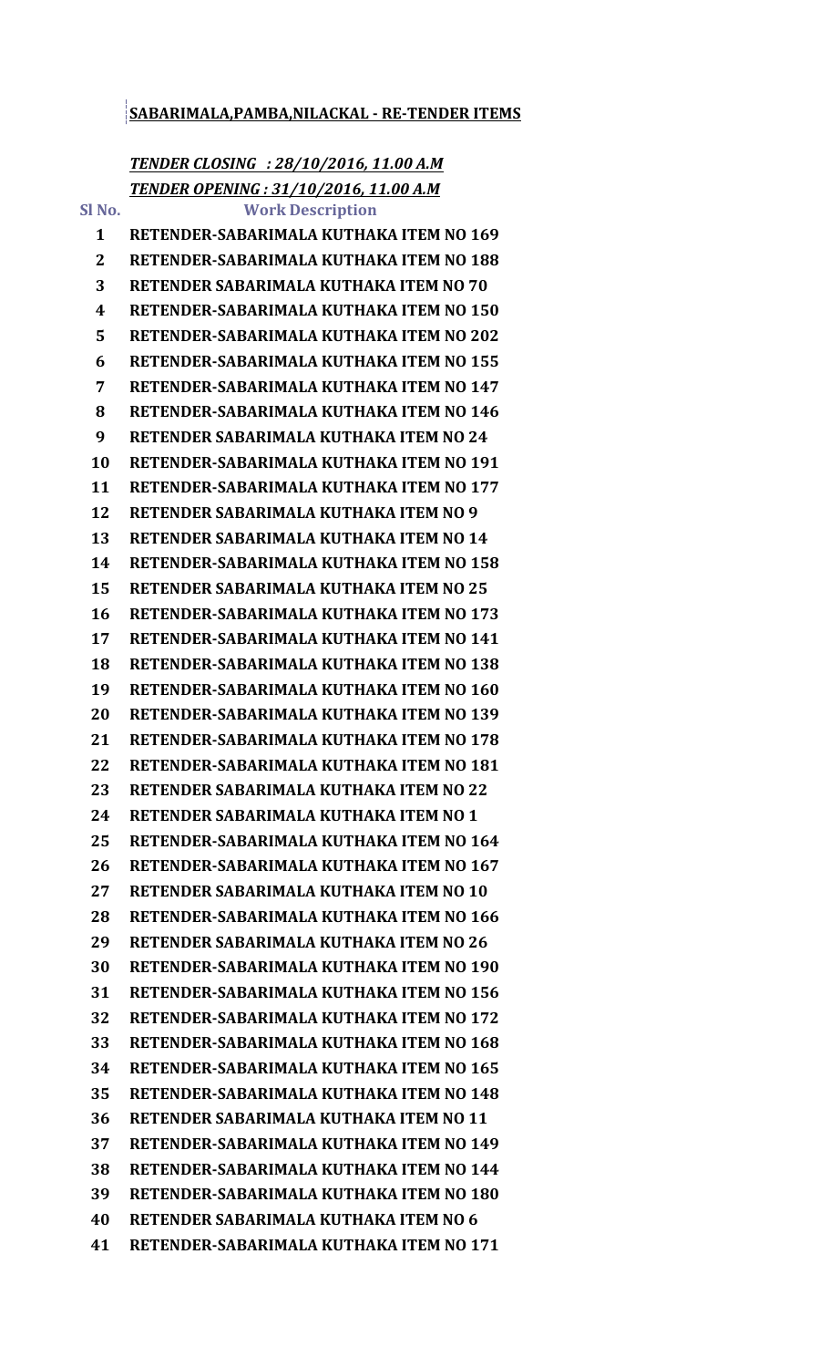**SABARIMALA,PAMBA,NILACKAL - RE-TENDER ITEMS**

***TENDER CLOSING : 28/10/2016, 11.00 A.M***

***TENDER OPENING : 31/10/2016, 11.00 A.M***

| Sl No. | Work Description |
|---|---|
| 1 | RETENDER-SABARIMALA KUTHAKA ITEM NO 169 |
| 2 | RETENDER-SABARIMALA KUTHAKA ITEM NO 188 |
| 3 | RETENDER SABARIMALA KUTHAKA ITEM NO 70 |
| 4 | RETENDER-SABARIMALA KUTHAKA ITEM NO 150 |
| 5 | RETENDER-SABARIMALA KUTHAKA ITEM NO 202 |
| 6 | RETENDER-SABARIMALA KUTHAKA ITEM NO 155 |
| 7 | RETENDER-SABARIMALA KUTHAKA ITEM NO 147 |
| 8 | RETENDER-SABARIMALA KUTHAKA ITEM NO 146 |
| 9 | RETENDER SABARIMALA KUTHAKA ITEM NO 24 |
| 10 | RETENDER-SABARIMALA KUTHAKA ITEM NO 191 |
| 11 | RETENDER-SABARIMALA KUTHAKA ITEM NO 177 |
| 12 | RETENDER SABARIMALA KUTHAKA ITEM NO 9 |
| 13 | RETENDER SABARIMALA KUTHAKA ITEM NO 14 |
| 14 | RETENDER-SABARIMALA KUTHAKA ITEM NO 158 |
| 15 | RETENDER SABARIMALA KUTHAKA ITEM NO 25 |
| 16 | RETENDER-SABARIMALA KUTHAKA ITEM NO 173 |
| 17 | RETENDER-SABARIMALA KUTHAKA ITEM NO 141 |
| 18 | RETENDER-SABARIMALA KUTHAKA ITEM NO 138 |
| 19 | RETENDER-SABARIMALA KUTHAKA ITEM NO 160 |
| 20 | RETENDER-SABARIMALA KUTHAKA ITEM NO 139 |
| 21 | RETENDER-SABARIMALA KUTHAKA ITEM NO 178 |
| 22 | RETENDER-SABARIMALA KUTHAKA ITEM NO 181 |
| 23 | RETENDER SABARIMALA KUTHAKA ITEM NO 22 |
| 24 | RETENDER SABARIMALA KUTHAKA ITEM NO 1 |
| 25 | RETENDER-SABARIMALA KUTHAKA ITEM NO 164 |
| 26 | RETENDER-SABARIMALA KUTHAKA ITEM NO 167 |
| 27 | RETENDER SABARIMALA KUTHAKA ITEM NO 10 |
| 28 | RETENDER-SABARIMALA KUTHAKA ITEM NO 166 |
| 29 | RETENDER SABARIMALA KUTHAKA ITEM NO 26 |
| 30 | RETENDER-SABARIMALA KUTHAKA ITEM NO 190 |
| 31 | RETENDER-SABARIMALA KUTHAKA ITEM NO 156 |
| 32 | RETENDER-SABARIMALA KUTHAKA ITEM NO 172 |
| 33 | RETENDER-SABARIMALA KUTHAKA ITEM NO 168 |
| 34 | RETENDER-SABARIMALA KUTHAKA ITEM NO 165 |
| 35 | RETENDER-SABARIMALA KUTHAKA ITEM NO 148 |
| 36 | RETENDER SABARIMALA KUTHAKA ITEM NO 11 |
| 37 | RETENDER-SABARIMALA KUTHAKA ITEM NO 149 |
| 38 | RETENDER-SABARIMALA KUTHAKA ITEM NO 144 |
| 39 | RETENDER-SABARIMALA KUTHAKA ITEM NO 180 |
| 40 | RETENDER SABARIMALA KUTHAKA ITEM NO 6 |
| 41 | RETENDER-SABARIMALA KUTHAKA ITEM NO 171 |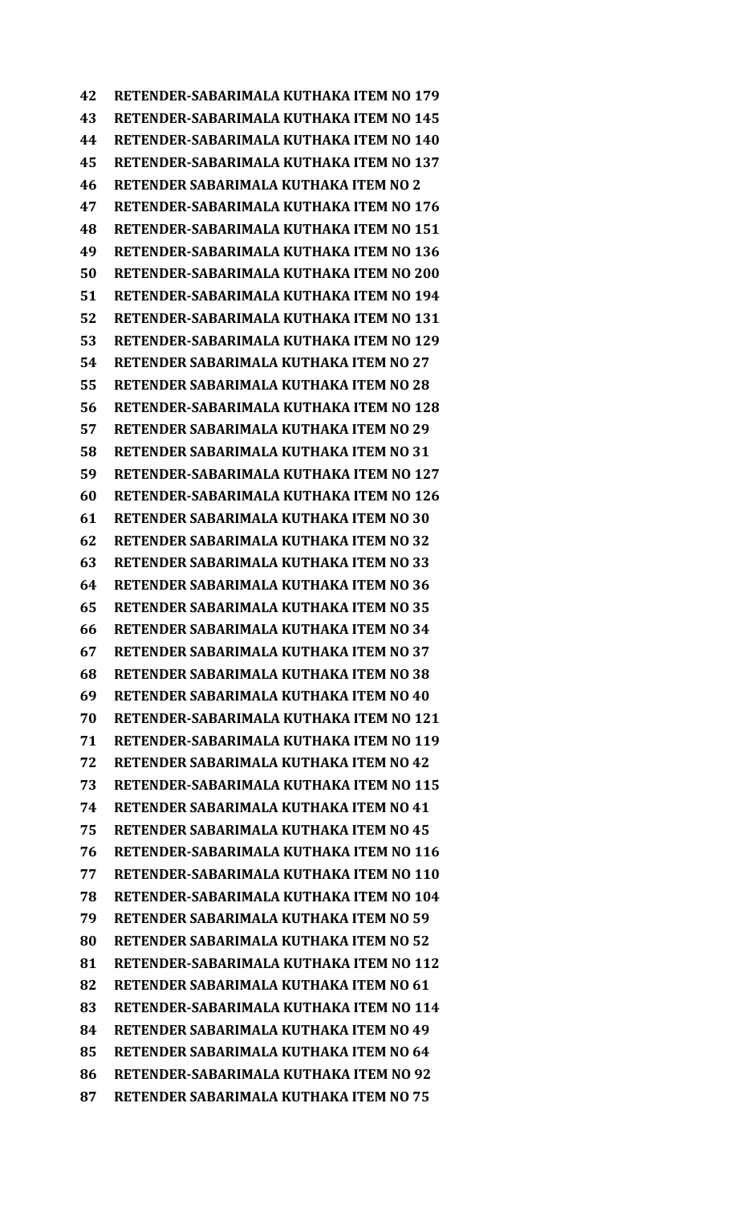42 RETENDER-SABARIMALA KUTHAKA ITEM NO 179
43 RETENDER-SABARIMALA KUTHAKA ITEM NO 145
44 RETENDER-SABARIMALA KUTHAKA ITEM NO 140
45 RETENDER-SABARIMALA KUTHAKA ITEM NO 137
46 RETENDER SABARIMALA KUTHAKA ITEM NO 2
47 RETENDER-SABARIMALA KUTHAKA ITEM NO 176
48 RETENDER-SABARIMALA KUTHAKA ITEM NO 151
49 RETENDER-SABARIMALA KUTHAKA ITEM NO 136
50 RETENDER-SABARIMALA KUTHAKA ITEM NO 200
51 RETENDER-SABARIMALA KUTHAKA ITEM NO 194
52 RETENDER-SABARIMALA KUTHAKA ITEM NO 131
53 RETENDER-SABARIMALA KUTHAKA ITEM NO 129
54 RETENDER SABARIMALA KUTHAKA ITEM NO 27
55 RETENDER SABARIMALA KUTHAKA ITEM NO 28
56 RETENDER-SABARIMALA KUTHAKA ITEM NO 128
57 RETENDER SABARIMALA KUTHAKA ITEM NO 29
58 RETENDER SABARIMALA KUTHAKA ITEM NO 31
59 RETENDER-SABARIMALA KUTHAKA ITEM NO 127
60 RETENDER-SABARIMALA KUTHAKA ITEM NO 126
61 RETENDER SABARIMALA KUTHAKA ITEM NO 30
62 RETENDER SABARIMALA KUTHAKA ITEM NO 32
63 RETENDER SABARIMALA KUTHAKA ITEM NO 33
64 RETENDER SABARIMALA KUTHAKA ITEM NO 36
65 RETENDER SABARIMALA KUTHAKA ITEM NO 35
66 RETENDER SABARIMALA KUTHAKA ITEM NO 34
67 RETENDER SABARIMALA KUTHAKA ITEM NO 37
68 RETENDER SABARIMALA KUTHAKA ITEM NO 38
69 RETENDER SABARIMALA KUTHAKA ITEM NO 40
70 RETENDER-SABARIMALA KUTHAKA ITEM NO 121
71 RETENDER-SABARIMALA KUTHAKA ITEM NO 119
72 RETENDER SABARIMALA KUTHAKA ITEM NO 42
73 RETENDER-SABARIMALA KUTHAKA ITEM NO 115
74 RETENDER SABARIMALA KUTHAKA ITEM NO 41
75 RETENDER SABARIMALA KUTHAKA ITEM NO 45
76 RETENDER-SABARIMALA KUTHAKA ITEM NO 116
77 RETENDER-SABARIMALA KUTHAKA ITEM NO 110
78 RETENDER-SABARIMALA KUTHAKA ITEM NO 104
79 RETENDER SABARIMALA KUTHAKA ITEM NO 59
80 RETENDER SABARIMALA KUTHAKA ITEM NO 52
81 RETENDER-SABARIMALA KUTHAKA ITEM NO 112
82 RETENDER SABARIMALA KUTHAKA ITEM NO 61
83 RETENDER-SABARIMALA KUTHAKA ITEM NO 114
84 RETENDER SABARIMALA KUTHAKA ITEM NO 49
85 RETENDER SABARIMALA KUTHAKA ITEM NO 64
86 RETENDER-SABARIMALA KUTHAKA ITEM NO 92
87 RETENDER SABARIMALA KUTHAKA ITEM NO 75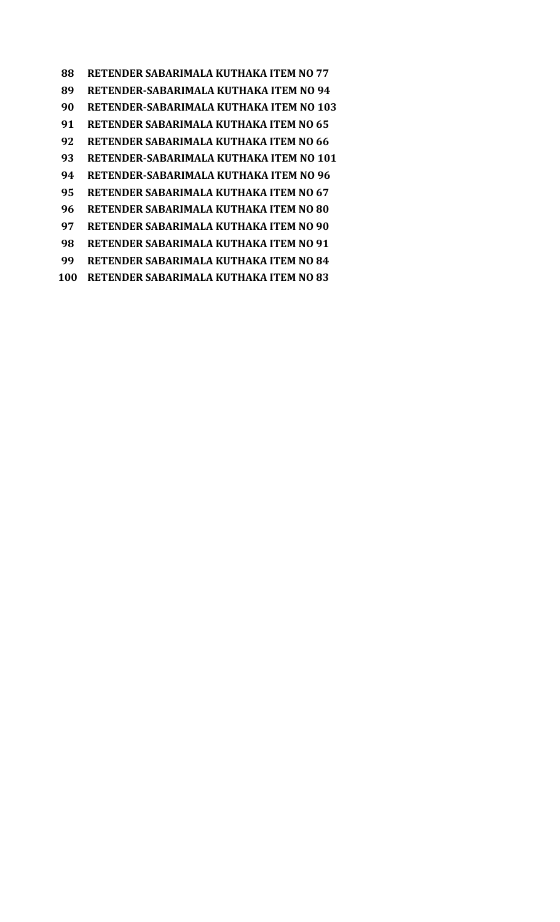| | |
|---|---|
| **88** | **RETENDER SABARIMALA KUTHAKA ITEM NO 77** |
| **89** | **RETENDER-SABARIMALA KUTHAKA ITEM NO 94** |
| **90** | **RETENDER-SABARIMALA KUTHAKA ITEM NO 103** |
| **91** | **RETENDER SABARIMALA KUTHAKA ITEM NO 65** |
| **92** | **RETENDER SABARIMALA KUTHAKA ITEM NO 66** |
| **93** | **RETENDER-SABARIMALA KUTHAKA ITEM NO 101** |
| **94** | **RETENDER-SABARIMALA KUTHAKA ITEM NO 96** |
| **95** | **RETENDER SABARIMALA KUTHAKA ITEM NO 67** |
| **96** | **RETENDER SABARIMALA KUTHAKA ITEM NO 80** |
| **97** | **RETENDER SABARIMALA KUTHAKA ITEM NO 90** |
| **98** | **RETENDER SABARIMALA KUTHAKA ITEM NO 91** |
| **99** | **RETENDER SABARIMALA KUTHAKA ITEM NO 84** |
| **100** | **RETENDER SABARIMALA KUTHAKA ITEM NO 83** |